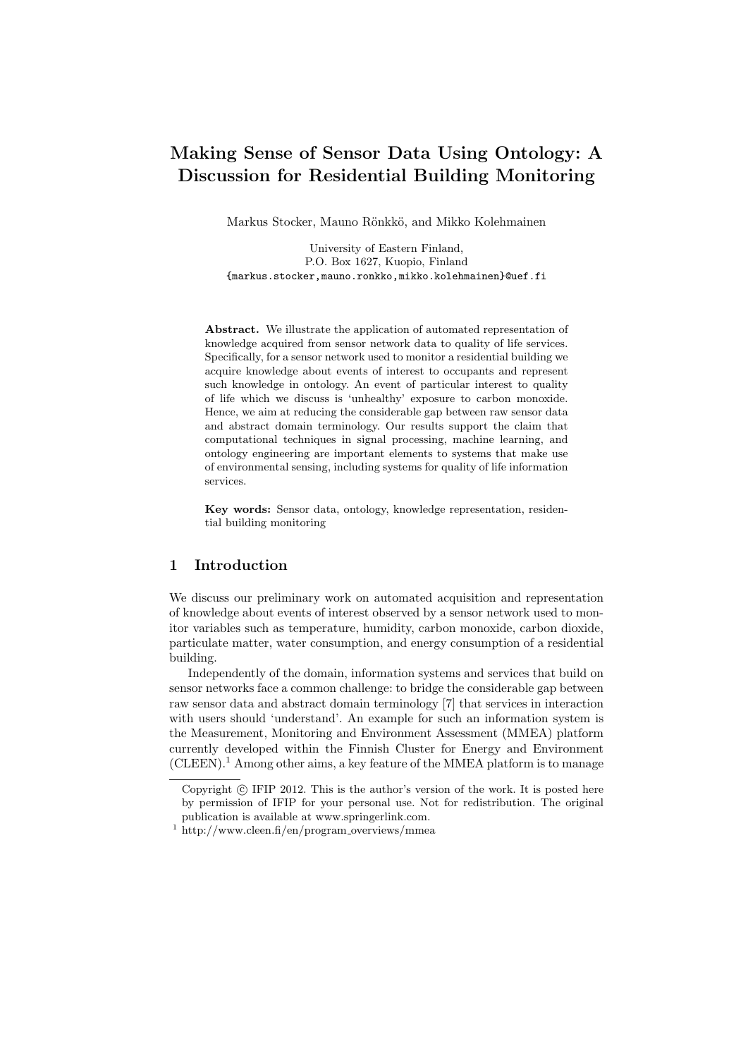# Making Sense of Sensor Data Using Ontology: A Discussion for Residential Building Monitoring

Markus Stocker, Mauno Rönkkö, and Mikko Kolehmainen

University of Eastern Finland,
P.O. Box 1627, Kuopio, Finland
{markus.stocker,mauno.ronkko,mikko.kolehmainen}@uef.fi

**Abstract.** We illustrate the application of automated representation of knowledge acquired from sensor network data to quality of life services. Specifically, for a sensor network used to monitor a residential building we acquire knowledge about events of interest to occupants and represent such knowledge in ontology. An event of particular interest to quality of life which we discuss is 'unhealthy' exposure to carbon monoxide. Hence, we aim at reducing the considerable gap between raw sensor data and abstract domain terminology. Our results support the claim that computational techniques in signal processing, machine learning, and ontology engineering are important elements to systems that make use of environmental sensing, including systems for quality of life information services.

**Key words:** Sensor data, ontology, knowledge representation, residential building monitoring

## 1 Introduction

We discuss our preliminary work on automated acquisition and representation of knowledge about events of interest observed by a sensor network used to monitor variables such as temperature, humidity, carbon monoxide, carbon dioxide, particulate matter, water consumption, and energy consumption of a residential building.

Independently of the domain, information systems and services that build on sensor networks face a common challenge: to bridge the considerable gap between raw sensor data and abstract domain terminology [7] that services in interaction with users should 'understand'. An example for such an information system is the Measurement, Monitoring and Environment Assessment (MMEA) platform currently developed within the Finnish Cluster for Energy and Environment (CLEEN).[1] Among other aims, a key feature of the MMEA platform is to manage

Copyright © IFIP 2012. This is the author's version of the work. It is posted here by permission of IFIP for your personal use. Not for redistribution. The original publication is available at www.springerlink.com.

[1] http://www.cleen.fi/en/program_overviews/mmea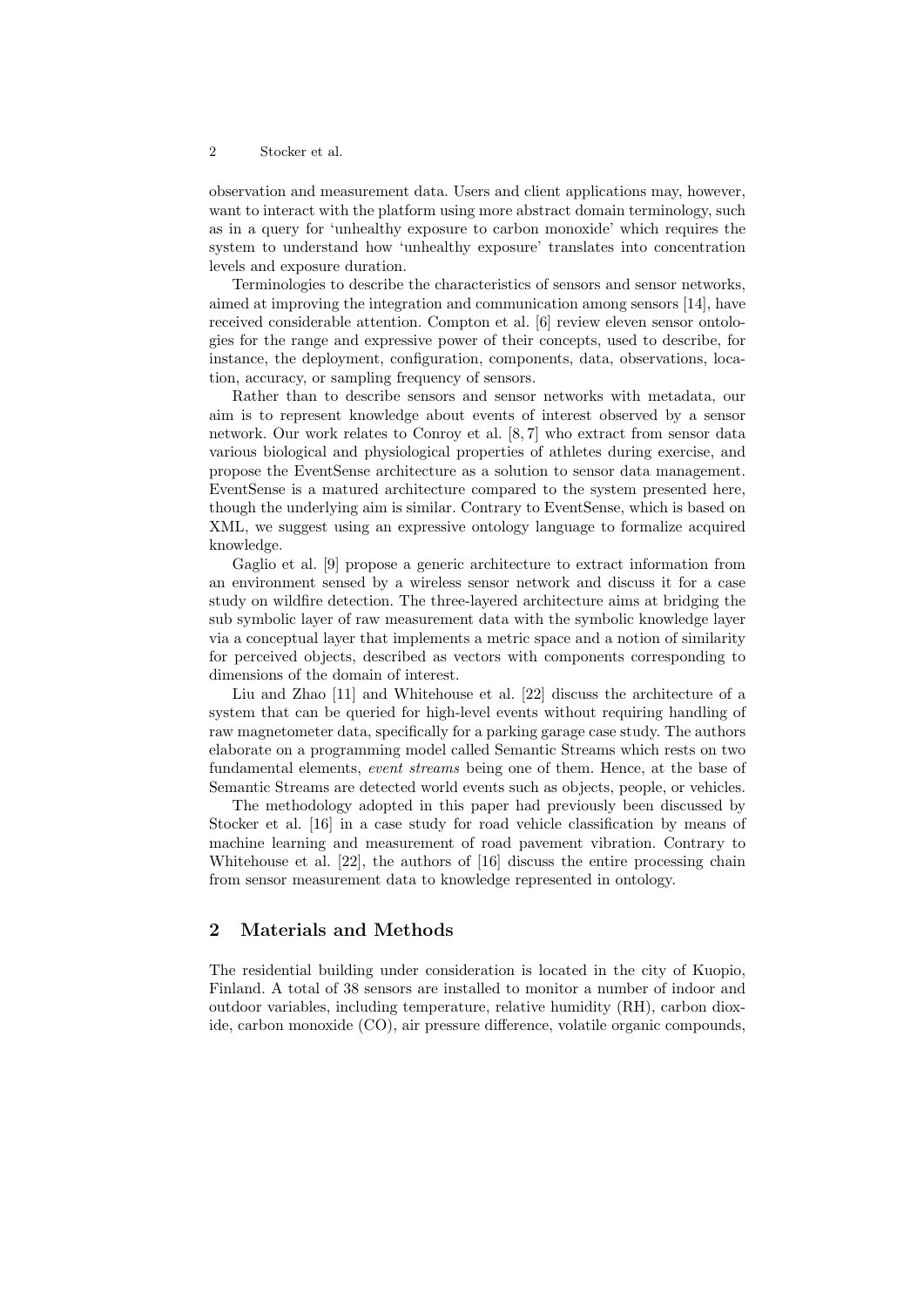observation and measurement data. Users and client applications may, however, want to interact with the platform using more abstract domain terminology, such as in a query for 'unhealthy exposure to carbon monoxide' which requires the system to understand how 'unhealthy exposure' translates into concentration levels and exposure duration.

Terminologies to describe the characteristics of sensors and sensor networks, aimed at improving the integration and communication among sensors [14], have received considerable attention. Compton et al. [6] review eleven sensor ontologies for the range and expressive power of their concepts, used to describe, for instance, the deployment, configuration, components, data, observations, location, accuracy, or sampling frequency of sensors.

Rather than to describe sensors and sensor networks with metadata, our aim is to represent knowledge about events of interest observed by a sensor network. Our work relates to Conroy et al. [8, 7] who extract from sensor data various biological and physiological properties of athletes during exercise, and propose the EventSense architecture as a solution to sensor data management. EventSense is a matured architecture compared to the system presented here, though the underlying aim is similar. Contrary to EventSense, which is based on XML, we suggest using an expressive ontology language to formalize acquired knowledge.

Gaglio et al. [9] propose a generic architecture to extract information from an environment sensed by a wireless sensor network and discuss it for a case study on wildfire detection. The three-layered architecture aims at bridging the sub symbolic layer of raw measurement data with the symbolic knowledge layer via a conceptual layer that implements a metric space and a notion of similarity for perceived objects, described as vectors with components corresponding to dimensions of the domain of interest.

Liu and Zhao [11] and Whitehouse et al. [22] discuss the architecture of a system that can be queried for high-level events without requiring handling of raw magnetometer data, specifically for a parking garage case study. The authors elaborate on a programming model called Semantic Streams which rests on two fundamental elements, *event streams* being one of them. Hence, at the base of Semantic Streams are detected world events such as objects, people, or vehicles.

The methodology adopted in this paper had previously been discussed by Stocker et al. [16] in a case study for road vehicle classification by means of machine learning and measurement of road pavement vibration. Contrary to Whitehouse et al. [22], the authors of [16] discuss the entire processing chain from sensor measurement data to knowledge represented in ontology.

## 2 Materials and Methods

The residential building under consideration is located in the city of Kuopio, Finland. A total of 38 sensors are installed to monitor a number of indoor and outdoor variables, including temperature, relative humidity (RH), carbon dioxide, carbon monoxide (CO), air pressure difference, volatile organic compounds,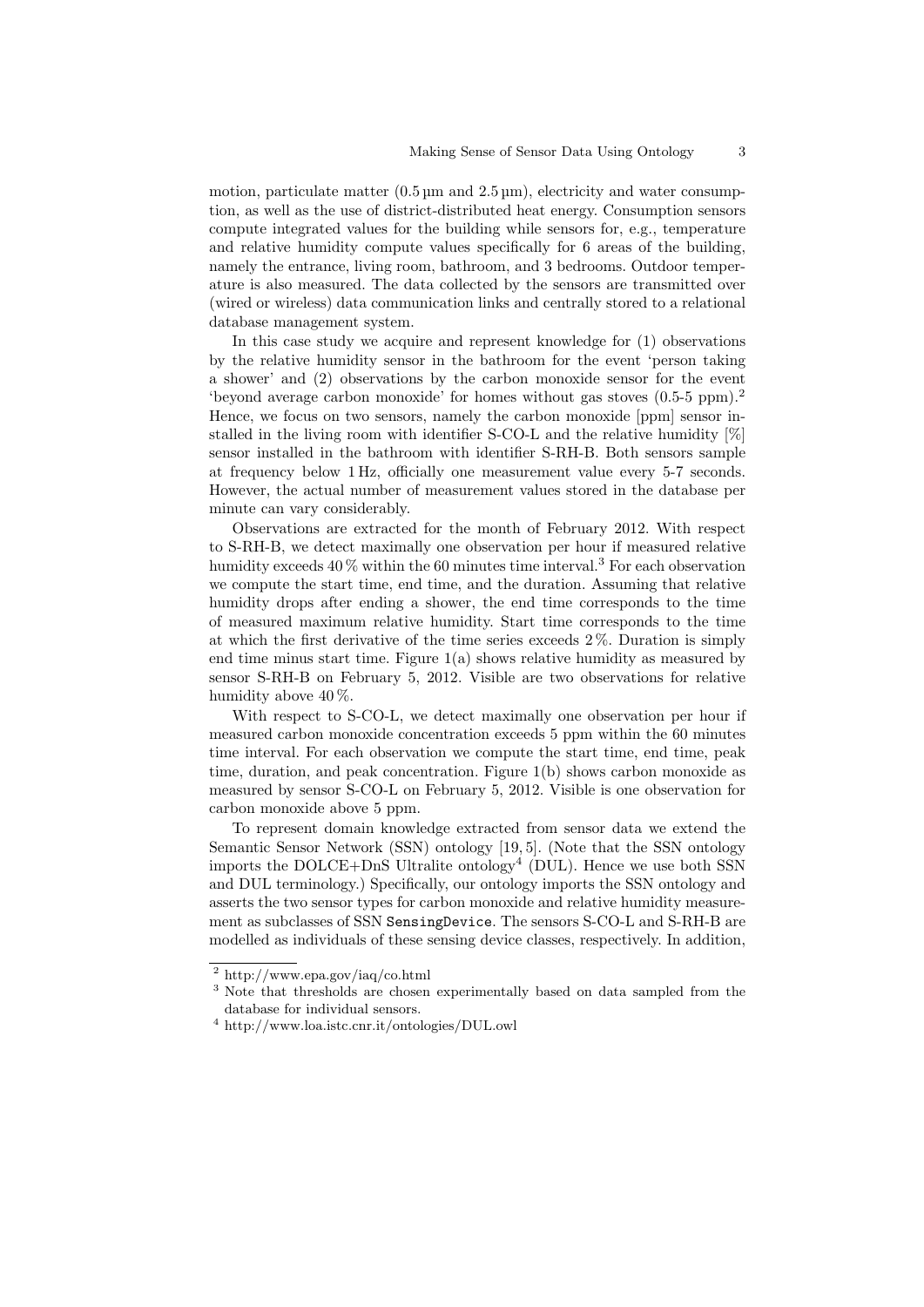motion, particulate matter (0.5 µm and 2.5 µm), electricity and water consumption, as well as the use of district-distributed heat energy. Consumption sensors compute integrated values for the building while sensors for, e.g., temperature and relative humidity compute values specifically for 6 areas of the building, namely the entrance, living room, bathroom, and 3 bedrooms. Outdoor temperature is also measured. The data collected by the sensors are transmitted over (wired or wireless) data communication links and centrally stored to a relational database management system.

In this case study we acquire and represent knowledge for (1) observations by the relative humidity sensor in the bathroom for the event 'person taking a shower' and (2) observations by the carbon monoxide sensor for the event 'beyond average carbon monoxide' for homes without gas stoves (0.5-5 ppm).[2] Hence, we focus on two sensors, namely the carbon monoxide [ppm] sensor installed in the living room with identifier S-CO-L and the relative humidity [%] sensor installed in the bathroom with identifier S-RH-B. Both sensors sample at frequency below 1 Hz, officially one measurement value every 5-7 seconds. However, the actual number of measurement values stored in the database per minute can vary considerably.

Observations are extracted for the month of February 2012. With respect to S-RH-B, we detect maximally one observation per hour if measured relative humidity exceeds 40 % within the 60 minutes time interval.[3] For each observation we compute the start time, end time, and the duration. Assuming that relative humidity drops after ending a shower, the end time corresponds to the time of measured maximum relative humidity. Start time corresponds to the time at which the first derivative of the time series exceeds 2 %. Duration is simply end time minus start time. Figure 1(a) shows relative humidity as measured by sensor S-RH-B on February 5, 2012. Visible are two observations for relative humidity above 40 %.

With respect to S-CO-L, we detect maximally one observation per hour if measured carbon monoxide concentration exceeds 5 ppm within the 60 minutes time interval. For each observation we compute the start time, end time, peak time, duration, and peak concentration. Figure 1(b) shows carbon monoxide as measured by sensor S-CO-L on February 5, 2012. Visible is one observation for carbon monoxide above 5 ppm.

To represent domain knowledge extracted from sensor data we extend the Semantic Sensor Network (SSN) ontology [19, 5]. (Note that the SSN ontology imports the DOLCE+DnS Ultralite ontology[4] (DUL). Hence we use both SSN and DUL terminology.) Specifically, our ontology imports the SSN ontology and asserts the two sensor types for carbon monoxide and relative humidity measurement as subclasses of SSN `SensingDevice`. The sensors S-CO-L and S-RH-B are modelled as individuals of these sensing device classes, respectively. In addition,

---

[2] http://www.epa.gov/iaq/co.html

[3] Note that thresholds are chosen experimentally based on data sampled from the database for individual sensors.

[4] http://www.loa.istc.cnr.it/ontologies/DUL.owl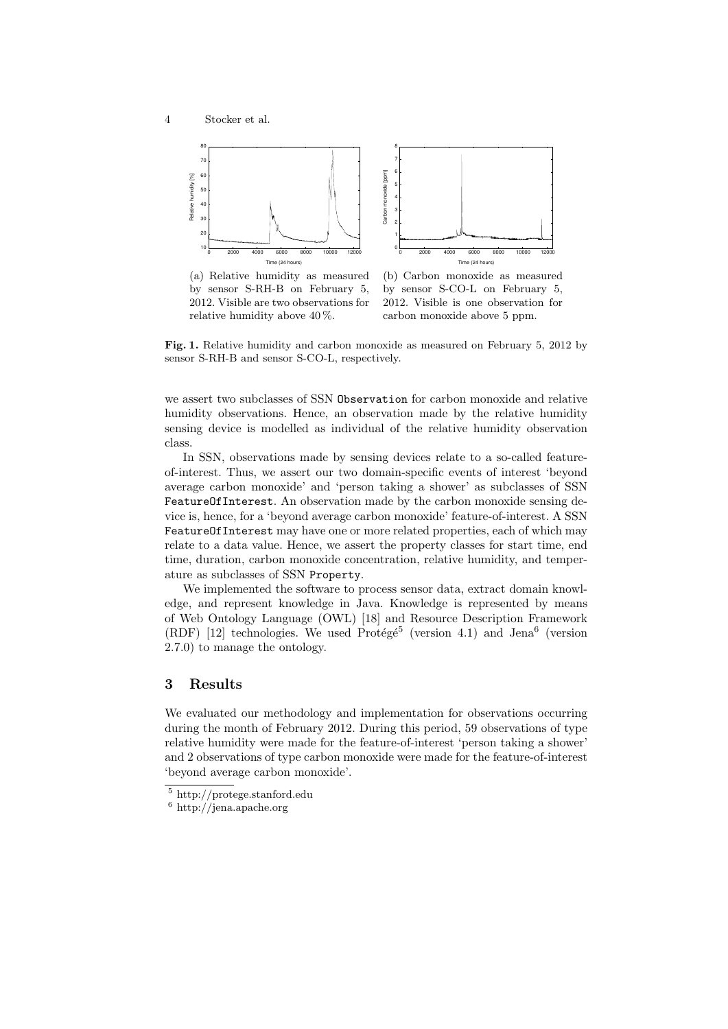(a) Relative humidity as measured by sensor S-RH-B on February 5, 2012. Visible are two observations for relative humidity above 40 %.

(b) Carbon monoxide as measured by sensor S-CO-L on February 5, 2012. Visible is one observation for carbon monoxide above 5 ppm.

**Fig. 1.** Relative humidity and carbon monoxide as measured on February 5, 2012 by sensor S-RH-B and sensor S-CO-L, respectively.

we assert two subclasses of SSN `Observation` for carbon monoxide and relative humidity observations. Hence, an observation made by the relative humidity sensing device is modelled as individual of the relative humidity observation class.

In SSN, observations made by sensing devices relate to a so-called feature-of-interest. Thus, we assert our two domain-specific events of interest 'beyond average carbon monoxide' and 'person taking a shower' as subclasses of SSN `FeatureOfInterest`. An observation made by the carbon monoxide sensing device is, hence, for a 'beyond average carbon monoxide' feature-of-interest. A SSN `FeatureOfInterest` may have one or more related properties, each of which may relate to a data value. Hence, we assert the property classes for start time, end time, duration, carbon monoxide concentration, relative humidity, and temperature as subclasses of SSN `Property`.

We implemented the software to process sensor data, extract domain knowledge, and represent knowledge in Java. Knowledge is represented by means of Web Ontology Language (OWL) [18] and Resource Description Framework (RDF) [12] technologies. We used Protégé[5] (version 4.1) and Jena[6] (version 2.7.0) to manage the ontology.

## 3 Results

We evaluated our methodology and implementation for observations occurring during the month of February 2012. During this period, 59 observations of type relative humidity were made for the feature-of-interest 'person taking a shower' and 2 observations of type carbon monoxide were made for the feature-of-interest 'beyond average carbon monoxide'.

[5] http://protege.stanford.edu

[6] http://jena.apache.org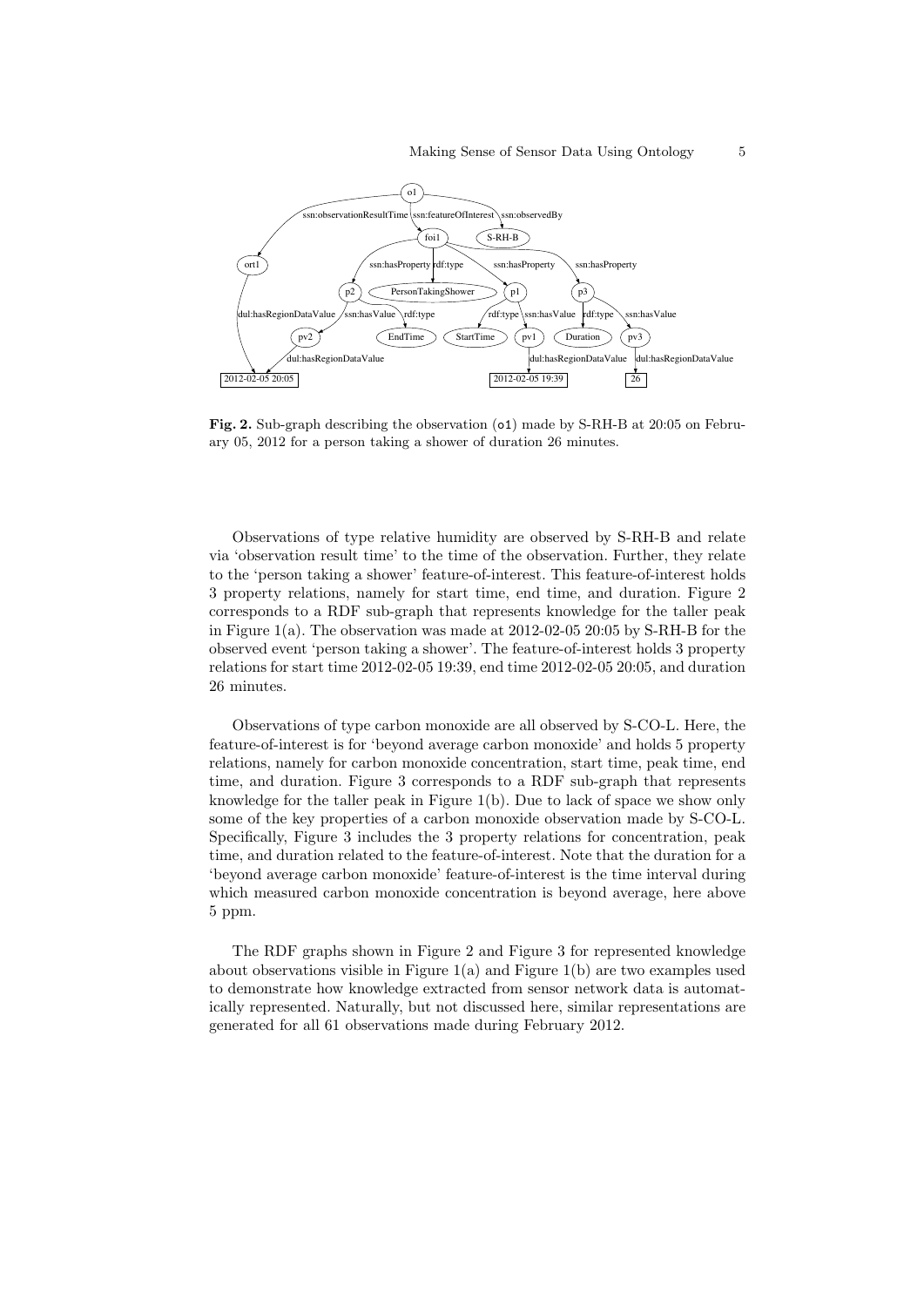**Fig. 2.** Sub-graph describing the observation (o1) made by S-RH-B at 20:05 on February 05, 2012 for a person taking a shower of duration 26 minutes.

Observations of type relative humidity are observed by S-RH-B and relate via 'observation result time' to the time of the observation. Further, they relate to the 'person taking a shower' feature-of-interest. This feature-of-interest holds 3 property relations, namely for start time, end time, and duration. Figure 2 corresponds to a RDF sub-graph that represents knowledge for the taller peak in Figure 1(a). The observation was made at 2012-02-05 20:05 by S-RH-B for the observed event 'person taking a shower'. The feature-of-interest holds 3 property relations for start time 2012-02-05 19:39, end time 2012-02-05 20:05, and duration 26 minutes.

Observations of type carbon monoxide are all observed by S-CO-L. Here, the feature-of-interest is for 'beyond average carbon monoxide' and holds 5 property relations, namely for carbon monoxide concentration, start time, peak time, end time, and duration. Figure 3 corresponds to a RDF sub-graph that represents knowledge for the taller peak in Figure 1(b). Due to lack of space we show only some of the key properties of a carbon monoxide observation made by S-CO-L. Specifically, Figure 3 includes the 3 property relations for concentration, peak time, and duration related to the feature-of-interest. Note that the duration for a 'beyond average carbon monoxide' feature-of-interest is the time interval during which measured carbon monoxide concentration is beyond average, here above 5 ppm.

The RDF graphs shown in Figure 2 and Figure 3 for represented knowledge about observations visible in Figure 1(a) and Figure 1(b) are two examples used to demonstrate how knowledge extracted from sensor network data is automatically represented. Naturally, but not discussed here, similar representations are generated for all 61 observations made during February 2012.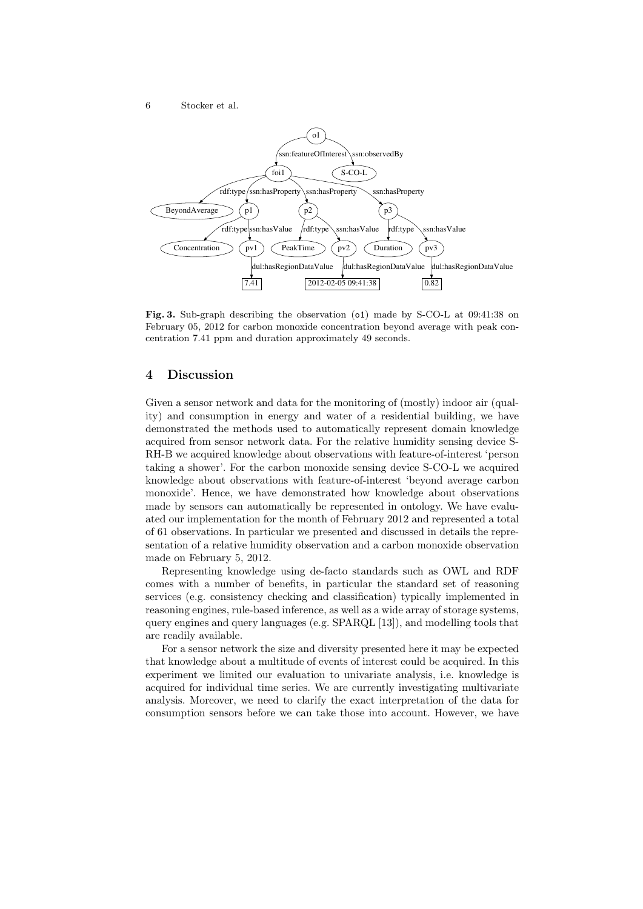**Fig. 3.** Sub-graph describing the observation (`o1`) made by S-CO-L at 09:41:38 on February 05, 2012 for carbon monoxide concentration beyond average with peak concentration 7.41 ppm and duration approximately 49 seconds.

## 4 Discussion

Given a sensor network and data for the monitoring of (mostly) indoor air (quality) and consumption in energy and water of a residential building, we have demonstrated the methods used to automatically represent domain knowledge acquired from sensor network data. For the relative humidity sensing device S-RH-B we acquired knowledge about observations with feature-of-interest 'person taking a shower'. For the carbon monoxide sensing device S-CO-L we acquired knowledge about observations with feature-of-interest 'beyond average carbon monoxide'. Hence, we have demonstrated how knowledge about observations made by sensors can automatically be represented in ontology. We have evaluated our implementation for the month of February 2012 and represented a total of 61 observations. In particular we presented and discussed in details the representation of a relative humidity observation and a carbon monoxide observation made on February 5, 2012.

Representing knowledge using de-facto standards such as OWL and RDF comes with a number of benefits, in particular the standard set of reasoning services (e.g. consistency checking and classification) typically implemented in reasoning engines, rule-based inference, as well as a wide array of storage systems, query engines and query languages (e.g. SPARQL [13]), and modelling tools that are readily available.

For a sensor network the size and diversity presented here it may be expected that knowledge about a multitude of events of interest could be acquired. In this experiment we limited our evaluation to univariate analysis, i.e. knowledge is acquired for individual time series. We are currently investigating multivariate analysis. Moreover, we need to clarify the exact interpretation of the data for consumption sensors before we can take those into account. However, we have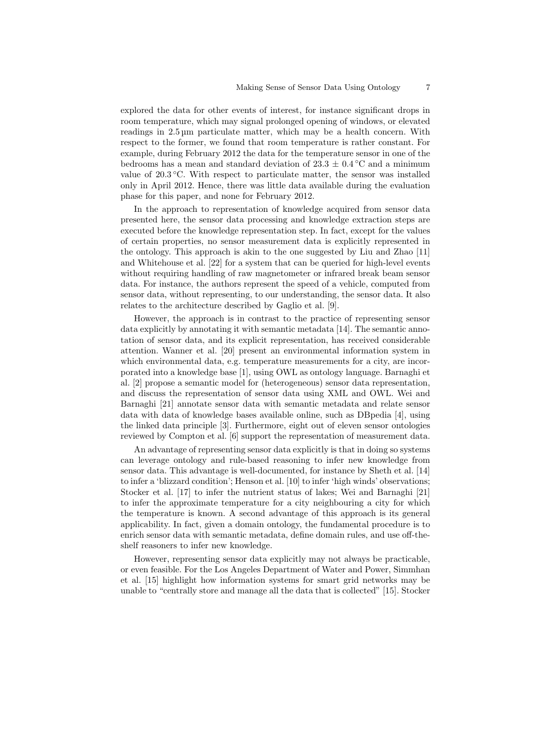explored the data for other events of interest, for instance significant drops in room temperature, which may signal prolonged opening of windows, or elevated readings in 2.5 µm particulate matter, which may be a health concern. With respect to the former, we found that room temperature is rather constant. For example, during February 2012 the data for the temperature sensor in one of the bedrooms has a mean and standard deviation of $23.3 \pm 0.4\,^{\circ}\mathrm{C}$ and a minimum value of $20.3\,^{\circ}\mathrm{C}$. With respect to particulate matter, the sensor was installed only in April 2012. Hence, there was little data available during the evaluation phase for this paper, and none for February 2012.

In the approach to representation of knowledge acquired from sensor data presented here, the sensor data processing and knowledge extraction steps are executed before the knowledge representation step. In fact, except for the values of certain properties, no sensor measurement data is explicitly represented in the ontology. This approach is akin to the one suggested by Liu and Zhao [11] and Whitehouse et al. [22] for a system that can be queried for high-level events without requiring handling of raw magnetometer or infrared break beam sensor data. For instance, the authors represent the speed of a vehicle, computed from sensor data, without representing, to our understanding, the sensor data. It also relates to the architecture described by Gaglio et al. [9].

However, the approach is in contrast to the practice of representing sensor data explicitly by annotating it with semantic metadata [14]. The semantic annotation of sensor data, and its explicit representation, has received considerable attention. Wanner et al. [20] present an environmental information system in which environmental data, e.g. temperature measurements for a city, are incorporated into a knowledge base [1], using OWL as ontology language. Barnaghi et al. [2] propose a semantic model for (heterogeneous) sensor data representation, and discuss the representation of sensor data using XML and OWL. Wei and Barnaghi [21] annotate sensor data with semantic metadata and relate sensor data with data of knowledge bases available online, such as DBpedia [4], using the linked data principle [3]. Furthermore, eight out of eleven sensor ontologies reviewed by Compton et al. [6] support the representation of measurement data.

An advantage of representing sensor data explicitly is that in doing so systems can leverage ontology and rule-based reasoning to infer new knowledge from sensor data. This advantage is well-documented, for instance by Sheth et al. [14] to infer a 'blizzard condition'; Henson et al. [10] to infer 'high winds' observations; Stocker et al. [17] to infer the nutrient status of lakes; Wei and Barnaghi [21] to infer the approximate temperature for a city neighbouring a city for which the temperature is known. A second advantage of this approach is its general applicability. In fact, given a domain ontology, the fundamental procedure is to enrich sensor data with semantic metadata, define domain rules, and use off-the-shelf reasoners to infer new knowledge.

However, representing sensor data explicitly may not always be practicable, or even feasible. For the Los Angeles Department of Water and Power, Simmhan et al. [15] highlight how information systems for smart grid networks may be unable to "centrally store and manage all the data that is collected" [15]. Stocker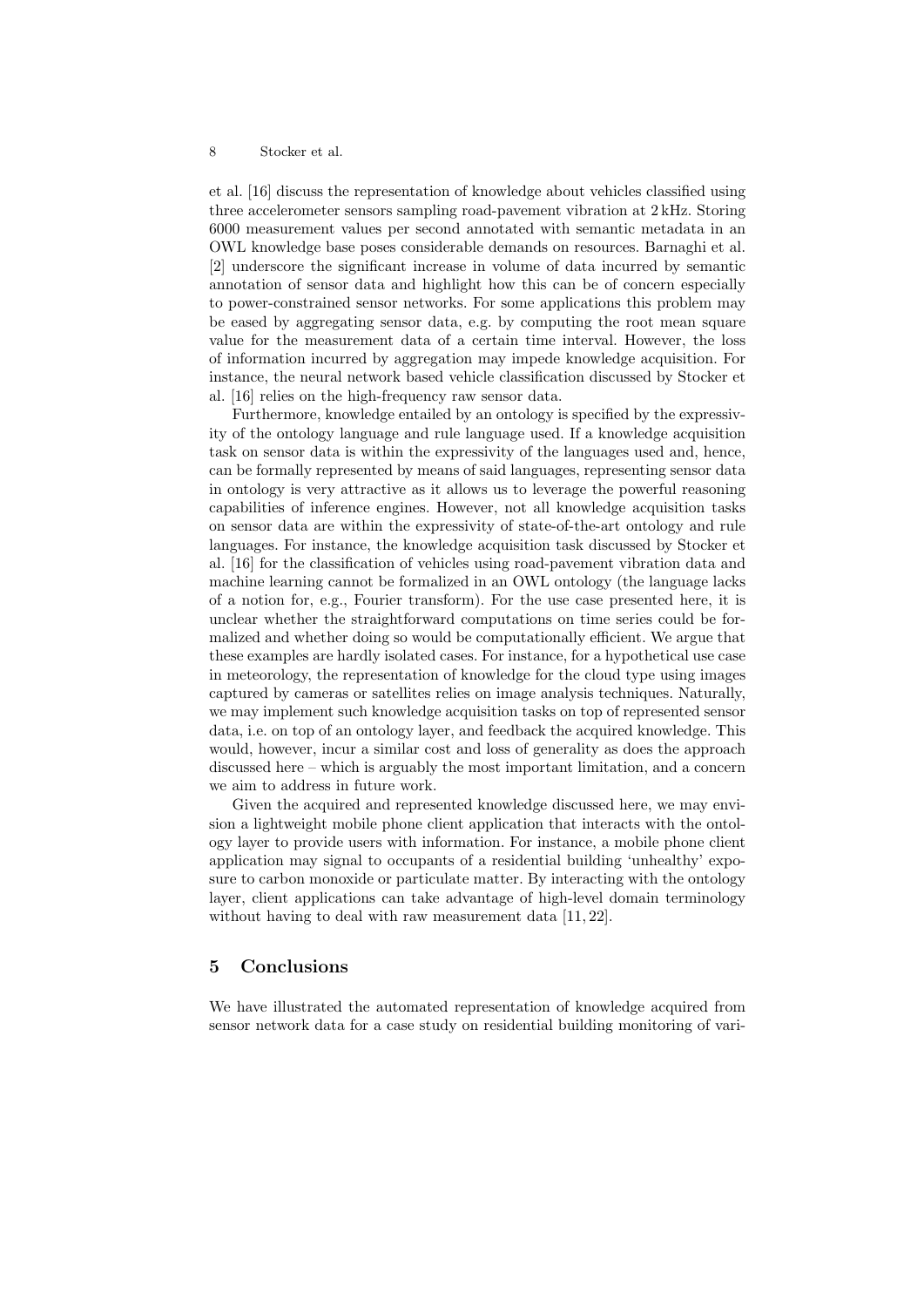et al. [16] discuss the representation of knowledge about vehicles classified using three accelerometer sensors sampling road-pavement vibration at 2 kHz. Storing 6000 measurement values per second annotated with semantic metadata in an OWL knowledge base poses considerable demands on resources. Barnaghi et al. [2] underscore the significant increase in volume of data incurred by semantic annotation of sensor data and highlight how this can be of concern especially to power-constrained sensor networks. For some applications this problem may be eased by aggregating sensor data, e.g. by computing the root mean square value for the measurement data of a certain time interval. However, the loss of information incurred by aggregation may impede knowledge acquisition. For instance, the neural network based vehicle classification discussed by Stocker et al. [16] relies on the high-frequency raw sensor data.

Furthermore, knowledge entailed by an ontology is specified by the expressivity of the ontology language and rule language used. If a knowledge acquisition task on sensor data is within the expressivity of the languages used and, hence, can be formally represented by means of said languages, representing sensor data in ontology is very attractive as it allows us to leverage the powerful reasoning capabilities of inference engines. However, not all knowledge acquisition tasks on sensor data are within the expressivity of state-of-the-art ontology and rule languages. For instance, the knowledge acquisition task discussed by Stocker et al. [16] for the classification of vehicles using road-pavement vibration data and machine learning cannot be formalized in an OWL ontology (the language lacks of a notion for, e.g., Fourier transform). For the use case presented here, it is unclear whether the straightforward computations on time series could be formalized and whether doing so would be computationally efficient. We argue that these examples are hardly isolated cases. For instance, for a hypothetical use case in meteorology, the representation of knowledge for the cloud type using images captured by cameras or satellites relies on image analysis techniques. Naturally, we may implement such knowledge acquisition tasks on top of represented sensor data, i.e. on top of an ontology layer, and feedback the acquired knowledge. This would, however, incur a similar cost and loss of generality as does the approach discussed here – which is arguably the most important limitation, and a concern we aim to address in future work.

Given the acquired and represented knowledge discussed here, we may envision a lightweight mobile phone client application that interacts with the ontology layer to provide users with information. For instance, a mobile phone client application may signal to occupants of a residential building 'unhealthy' exposure to carbon monoxide or particulate matter. By interacting with the ontology layer, client applications can take advantage of high-level domain terminology without having to deal with raw measurement data [11, 22].

## 5 Conclusions

We have illustrated the automated representation of knowledge acquired from sensor network data for a case study on residential building monitoring of vari-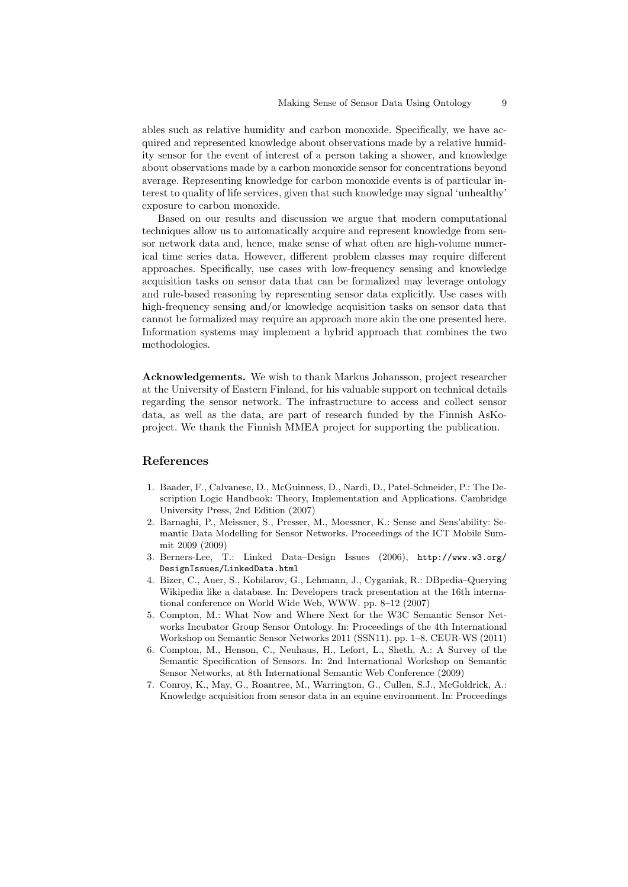ables such as relative humidity and carbon monoxide. Specifically, we have acquired and represented knowledge about observations made by a relative humidity sensor for the event of interest of a person taking a shower, and knowledge about observations made by a carbon monoxide sensor for concentrations beyond average. Representing knowledge for carbon monoxide events is of particular interest to quality of life services, given that such knowledge may signal 'unhealthy' exposure to carbon monoxide.

Based on our results and discussion we argue that modern computational techniques allow us to automatically acquire and represent knowledge from sensor network data and, hence, make sense of what often are high-volume numerical time series data. However, different problem classes may require different approaches. Specifically, use cases with low-frequency sensing and knowledge acquisition tasks on sensor data that can be formalized may leverage ontology and rule-based reasoning by representing sensor data explicitly. Use cases with high-frequency sensing and/or knowledge acquisition tasks on sensor data that cannot be formalized may require an approach more akin the one presented here. Information systems may implement a hybrid approach that combines the two methodologies.

**Acknowledgements.** We wish to thank Markus Johansson, project researcher at the University of Eastern Finland, for his valuable support on technical details regarding the sensor network. The infrastructure to access and collect sensor data, as well as the data, are part of research funded by the Finnish AsKo-project. We thank the Finnish MMEA project for supporting the publication.

## References

1. Baader, F., Calvanese, D., McGuinness, D., Nardi, D., Patel-Schneider, P.: The Description Logic Handbook: Theory, Implementation and Applications. Cambridge University Press, 2nd Edition (2007)
2. Barnaghi, P., Meissner, S., Presser, M., Moessner, K.: Sense and Sens'ability: Semantic Data Modelling for Sensor Networks. Proceedings of the ICT Mobile Summit 2009 (2009)
3. Berners-Lee, T.: Linked Data–Design Issues (2006), `http://www.w3.org/DesignIssues/LinkedData.html`
4. Bizer, C., Auer, S., Kobilarov, G., Lehmann, J., Cyganiak, R.: DBpedia–Querying Wikipedia like a database. In: Developers track presentation at the 16th international conference on World Wide Web, WWW. pp. 8–12 (2007)
5. Compton, M.: What Now and Where Next for the W3C Semantic Sensor Networks Incubator Group Sensor Ontology. In: Proceedings of the 4th International Workshop on Semantic Sensor Networks 2011 (SSN11). pp. 1–8. CEUR-WS (2011)
6. Compton, M., Henson, C., Neuhaus, H., Lefort, L., Sheth, A.: A Survey of the Semantic Specification of Sensors. In: 2nd International Workshop on Semantic Sensor Networks, at 8th International Semantic Web Conference (2009)
7. Conroy, K., May, G., Roantree, M., Warrington, G., Cullen, S.J., McGoldrick, A.: Knowledge acquisition from sensor data in an equine environment. In: Proceedings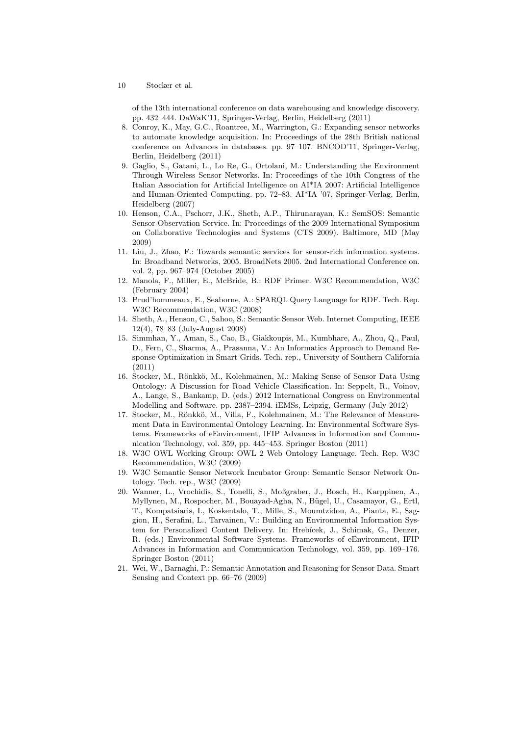of the 13th international conference on data warehousing and knowledge discovery. pp. 432–444. DaWaK'11, Springer-Verlag, Berlin, Heidelberg (2011)

8. Conroy, K., May, G.C., Roantree, M., Warrington, G.: Expanding sensor networks to automate knowledge acquisition. In: Proceedings of the 28th British national conference on Advances in databases. pp. 97–107. BNCOD'11, Springer-Verlag, Berlin, Heidelberg (2011)
9. Gaglio, S., Gatani, L., Lo Re, G., Ortolani, M.: Understanding the Environment Through Wireless Sensor Networks. In: Proceedings of the 10th Congress of the Italian Association for Artificial Intelligence on AI*IA 2007: Artificial Intelligence and Human-Oriented Computing. pp. 72–83. AI*IA '07, Springer-Verlag, Berlin, Heidelberg (2007)
10. Henson, C.A., Pschorr, J.K., Sheth, A.P., Thirunarayan, K.: SemSOS: Semantic Sensor Observation Service. In: Proceedings of the 2009 International Symposium on Collaborative Technologies and Systems (CTS 2009). Baltimore, MD (May 2009)
11. Liu, J., Zhao, F.: Towards semantic services for sensor-rich information systems. In: Broadband Networks, 2005. BroadNets 2005. 2nd International Conference on. vol. 2, pp. 967–974 (October 2005)
12. Manola, F., Miller, E., McBride, B.: RDF Primer. W3C Recommendation, W3C (February 2004)
13. Prud'hommeaux, E., Seaborne, A.: SPARQL Query Language for RDF. Tech. Rep. W3C Recommendation, W3C (2008)
14. Sheth, A., Henson, C., Sahoo, S.: Semantic Sensor Web. Internet Computing, IEEE 12(4), 78–83 (July-August 2008)
15. Simmhan, Y., Aman, S., Cao, B., Giakkoupis, M., Kumbhare, A., Zhou, Q., Paul, D., Fern, C., Sharma, A., Prasanna, V.: An Informatics Approach to Demand Response Optimization in Smart Grids. Tech. rep., University of Southern California (2011)
16. Stocker, M., Rönkkö, M., Kolehmainen, M.: Making Sense of Sensor Data Using Ontology: A Discussion for Road Vehicle Classification. In: Seppelt, R., Voinov, A., Lange, S., Bankamp, D. (eds.) 2012 International Congress on Environmental Modelling and Software. pp. 2387–2394. iEMSs, Leipzig, Germany (July 2012)
17. Stocker, M., Rönkkö, M., Villa, F., Kolehmainen, M.: The Relevance of Measurement Data in Environmental Ontology Learning. In: Environmental Software Systems. Frameworks of eEnvironment, IFIP Advances in Information and Communication Technology, vol. 359, pp. 445–453. Springer Boston (2011)
18. W3C OWL Working Group: OWL 2 Web Ontology Language. Tech. Rep. W3C Recommendation, W3C (2009)
19. W3C Semantic Sensor Network Incubator Group: Semantic Sensor Network Ontology. Tech. rep., W3C (2009)
20. Wanner, L., Vrochidis, S., Tonelli, S., Moßgraber, J., Bosch, H., Karppinen, A., Myllynen, M., Rospocher, M., Bouayad-Agha, N., Bügel, U., Casamayor, G., Ertl, T., Kompatsiaris, I., Koskentalo, T., Mille, S., Moumtzidou, A., Pianta, E., Saggion, H., Serafini, L., Tarvainen, V.: Building an Environmental Information System for Personalized Content Delivery. In: Hrebícek, J., Schimak, G., Denzer, R. (eds.) Environmental Software Systems. Frameworks of eEnvironment, IFIP Advances in Information and Communication Technology, vol. 359, pp. 169–176. Springer Boston (2011)
21. Wei, W., Barnaghi, P.: Semantic Annotation and Reasoning for Sensor Data. Smart Sensing and Context pp. 66–76 (2009)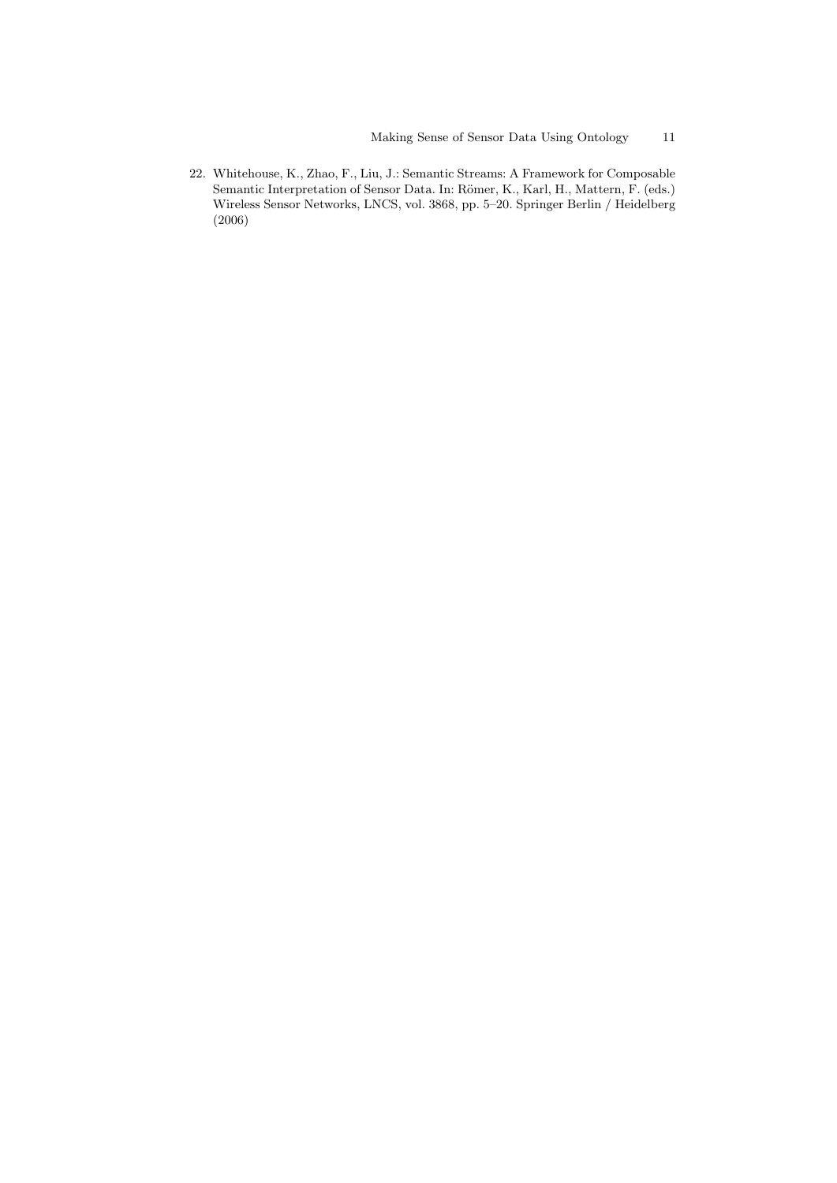22. Whitehouse, K., Zhao, F., Liu, J.: Semantic Streams: A Framework for Composable Semantic Interpretation of Sensor Data. In: Römer, K., Karl, H., Mattern, F. (eds.) Wireless Sensor Networks, LNCS, vol. 3868, pp. 5–20. Springer Berlin / Heidelberg (2006)